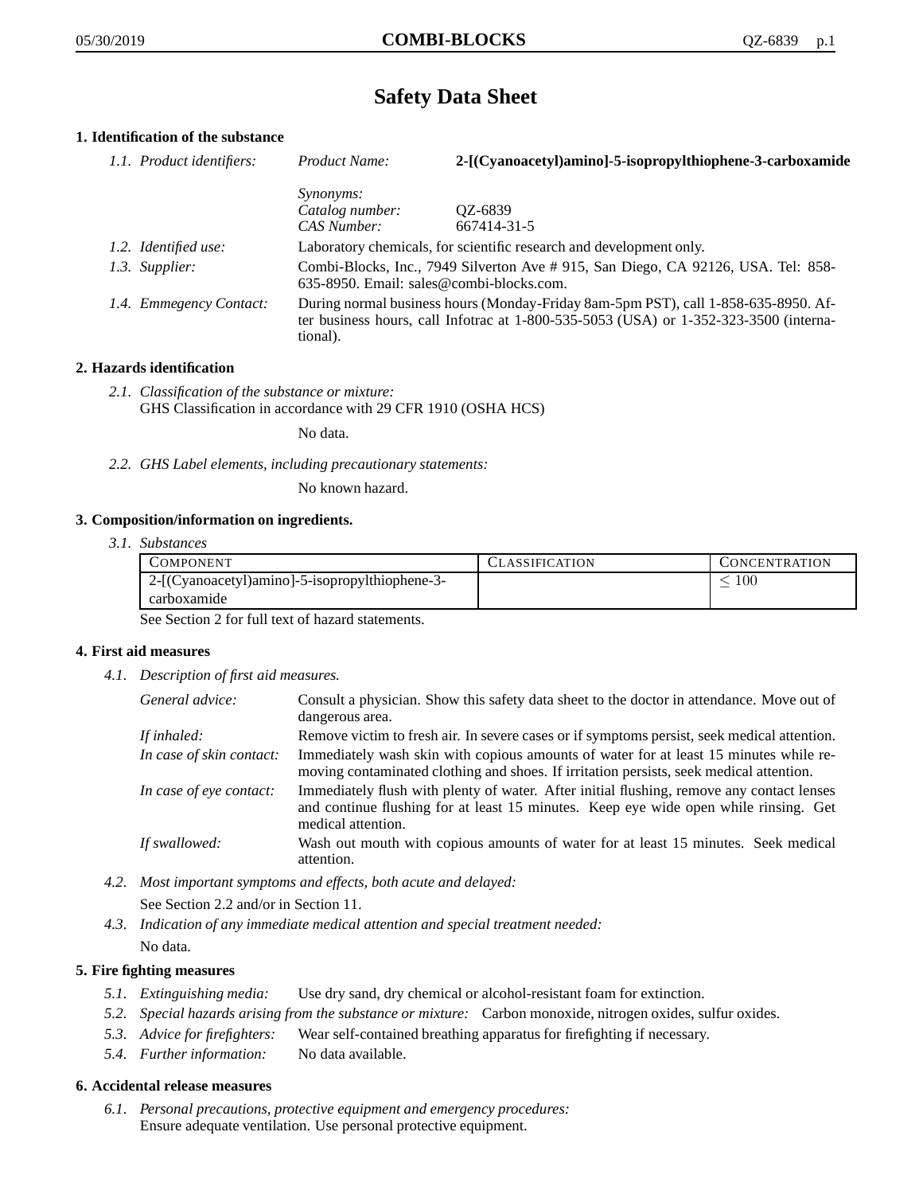# Safety Data Sheet

## 1. Identification of the substance

*1.1. Product identifiers:*

| | | |
|---|---|---|
| | *Product Name:* | **2-[(Cyanoacetyl)amino]-5-isopropylthiophene-3-carboxamide** |
| | *Synonyms:* | |
| | *Catalog number:* | QZ-6839 |
| | *CAS Number:* | 667414-31-5 |

*1.2. Identified use:* Laboratory chemicals, for scientific research and development only.

*1.3. Supplier:* Combi-Blocks, Inc., 7949 Silverton Ave # 915, San Diego, CA 92126, USA. Tel: 858-635-8950. Email: sales@combi-blocks.com.

*1.4. Emmegency Contact:* During normal business hours (Monday-Friday 8am-5pm PST), call 1-858-635-8950. After business hours, call Infotrac at 1-800-535-5053 (USA) or 1-352-323-3500 (international).

## 2. Hazards identification

*2.1. Classification of the substance or mixture:*
GHS Classification in accordance with 29 CFR 1910 (OSHA HCS)

No data.

*2.2. GHS Label elements, including precautionary statements:*

No known hazard.

## 3. Composition/information on ingredients.

*3.1. Substances*

| Component | Classification | Concentration |
|---|---|---|
| 2-[(Cyanoacetyl)amino]-5-isopropylthiophene-3-carboxamide | | $\leq 100$ |

See Section 2 for full text of hazard statements.

## 4. First aid measures

*4.1. Description of first aid measures.*

*General advice:* Consult a physician. Show this safety data sheet to the doctor in attendance. Move out of dangerous area.

*If inhaled:* Remove victim to fresh air. In severe cases or if symptoms persist, seek medical attention.

*In case of skin contact:* Immediately wash skin with copious amounts of water for at least 15 minutes while removing contaminated clothing and shoes. If irritation persists, seek medical attention.

*In case of eye contact:* Immediately flush with plenty of water. After initial flushing, remove any contact lenses and continue flushing for at least 15 minutes. Keep eye wide open while rinsing. Get medical attention.

*If swallowed:* Wash out mouth with copious amounts of water for at least 15 minutes. Seek medical attention.

*4.2. Most important symptoms and effects, both acute and delayed:*

See Section 2.2 and/or in Section 11.

*4.3. Indication of any immediate medical attention and special treatment needed:*

No data.

## 5. Fire fighting measures

*5.1. Extinguishing media:* Use dry sand, dry chemical or alcohol-resistant foam for extinction.

*5.2. Special hazards arising from the substance or mixture:* Carbon monoxide, nitrogen oxides, sulfur oxides.

*5.3. Advice for firefighters:* Wear self-contained breathing apparatus for firefighting if necessary.

*5.4. Further information:* No data available.

## 6. Accidental release measures

*6.1. Personal precautions, protective equipment and emergency procedures:*
Ensure adequate ventilation. Use personal protective equipment.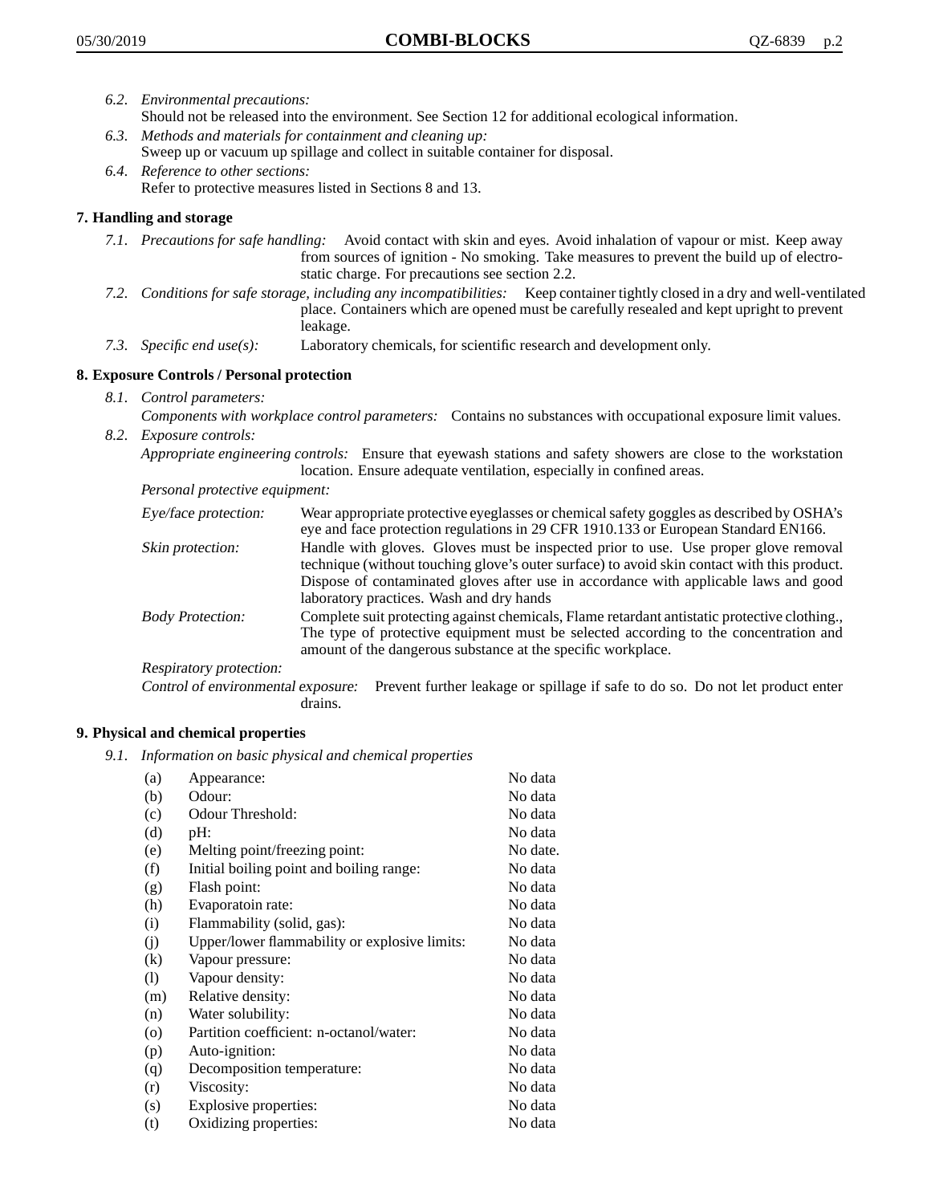*6.2. Environmental precautions:*
Should not be released into the environment. See Section 12 for additional ecological information.

*6.3. Methods and materials for containment and cleaning up:*
Sweep up or vacuum up spillage and collect in suitable container for disposal.

*6.4. Reference to other sections:*
Refer to protective measures listed in Sections 8 and 13.

## 7. Handling and storage

*7.1. Precautions for safe handling:* Avoid contact with skin and eyes. Avoid inhalation of vapour or mist. Keep away from sources of ignition - No smoking. Take measures to prevent the build up of electrostatic charge. For precautions see section 2.2.

*7.2. Conditions for safe storage, including any incompatibilities:* Keep container tightly closed in a dry and well-ventilated place. Containers which are opened must be carefully resealed and kept upright to prevent leakage.

*7.3. Specific end use(s):* Laboratory chemicals, for scientific research and development only.

## 8. Exposure Controls / Personal protection

*8.1. Control parameters:*
*Components with workplace control parameters:* Contains no substances with occupational exposure limit values.

*8.2. Exposure controls:*
*Appropriate engineering controls:* Ensure that eyewash stations and safety showers are close to the workstation location. Ensure adequate ventilation, especially in confined areas.

*Personal protective equipment:*

*Eye/face protection:* Wear appropriate protective eyeglasses or chemical safety goggles as described by OSHA's eye and face protection regulations in 29 CFR 1910.133 or European Standard EN166.

*Skin protection:* Handle with gloves. Gloves must be inspected prior to use. Use proper glove removal technique (without touching glove's outer surface) to avoid skin contact with this product. Dispose of contaminated gloves after use in accordance with applicable laws and good laboratory practices. Wash and dry hands

*Body Protection:* Complete suit protecting against chemicals, Flame retardant antistatic protective clothing., The type of protective equipment must be selected according to the concentration and amount of the dangerous substance at the specific workplace.

*Respiratory protection:*

*Control of environmental exposure:* Prevent further leakage or spillage if safe to do so. Do not let product enter drains.

## 9. Physical and chemical properties

*9.1. Information on basic physical and chemical properties*

| | | |
|---|---|---|
| (a) | Appearance: | No data |
| (b) | Odour: | No data |
| (c) | Odour Threshold: | No data |
| (d) | pH: | No data |
| (e) | Melting point/freezing point: | No date. |
| (f) | Initial boiling point and boiling range: | No data |
| (g) | Flash point: | No data |
| (h) | Evaporatoin rate: | No data |
| (i) | Flammability (solid, gas): | No data |
| (j) | Upper/lower flammability or explosive limits: | No data |
| (k) | Vapour pressure: | No data |
| (l) | Vapour density: | No data |
| (m) | Relative density: | No data |
| (n) | Water solubility: | No data |
| (o) | Partition coefficient: n-octanol/water: | No data |
| (p) | Auto-ignition: | No data |
| (q) | Decomposition temperature: | No data |
| (r) | Viscosity: | No data |
| (s) | Explosive properties: | No data |
| (t) | Oxidizing properties: | No data |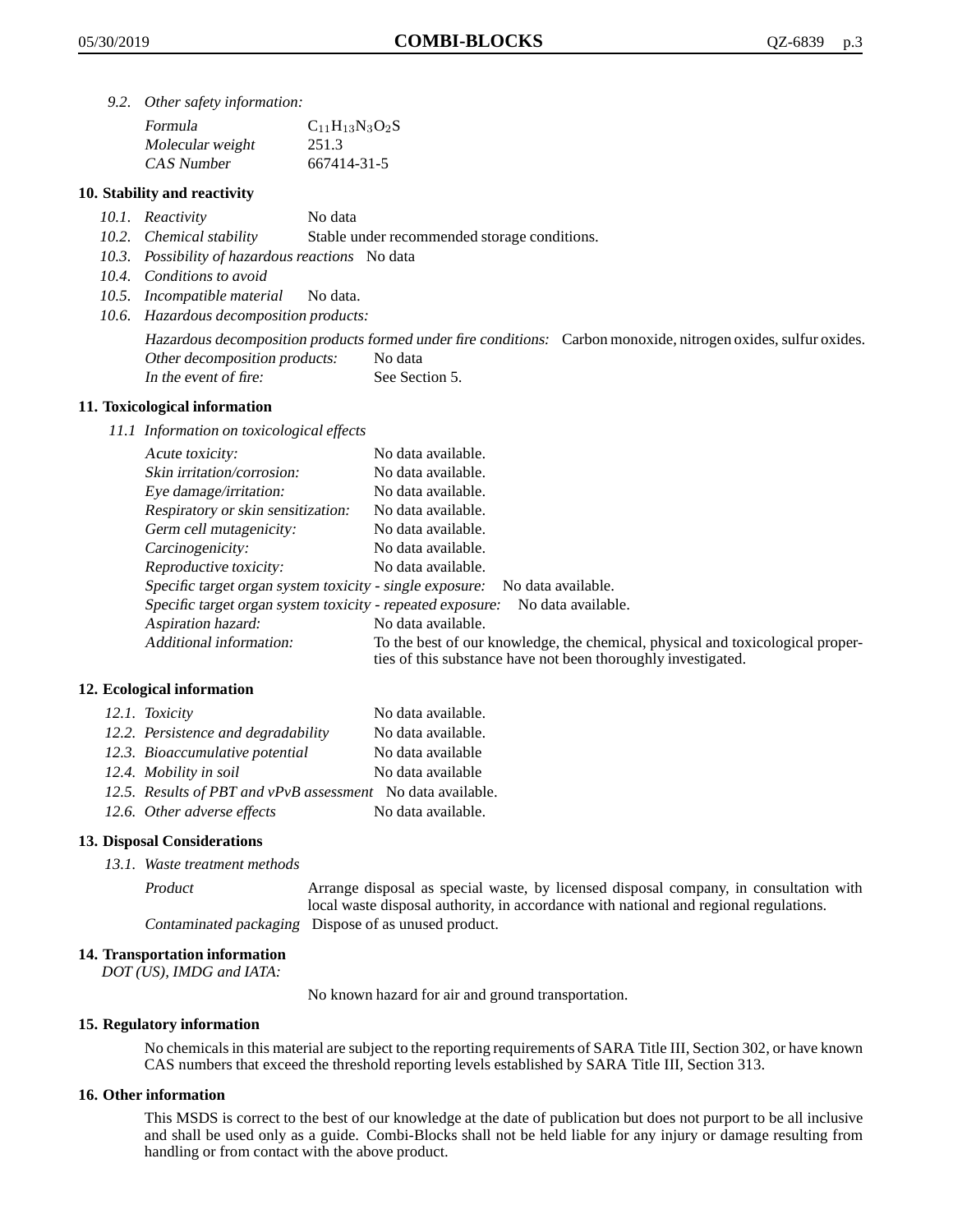*9.2. Other safety information:*

| | |
|---|---|
| *Formula* | $C_{11}H_{13}N_3O_2S$ |
| *Molecular weight* | 251.3 |
| *CAS Number* | 667414-31-5 |

## 10. Stability and reactivity

*10.1. Reactivity* No data

*10.2. Chemical stability* Stable under recommended storage conditions.

*10.3. Possibility of hazardous reactions* No data

*10.4. Conditions to avoid*

*10.5. Incompatible material* No data.

*10.6. Hazardous decomposition products:*

*Hazardous decomposition products formed under fire conditions:* Carbon monoxide, nitrogen oxides, sulfur oxides.

*Other decomposition products:* No data

*In the event of fire:* See Section 5.

## 11. Toxicological information

*11.1 Information on toxicological effects*

| | |
|---|---|
| *Acute toxicity:* | No data available. |
| *Skin irritation/corrosion:* | No data available. |
| *Eye damage/irritation:* | No data available. |
| *Respiratory or skin sensitization:* | No data available. |
| *Germ cell mutagenicity:* | No data available. |
| *Carcinogenicity:* | No data available. |
| *Reproductive toxicity:* | No data available. |
| *Specific target organ system toxicity - single exposure:* | No data available. |
| *Specific target organ system toxicity - repeated exposure:* | No data available. |
| *Aspiration hazard:* | No data available. |
| *Additional information:* | To the best of our knowledge, the chemical, physical and toxicological properties of this substance have not been thoroughly investigated. |

## 12. Ecological information

| | |
|---|---|
| *12.1. Toxicity* | No data available. |
| *12.2. Persistence and degradability* | No data available. |
| *12.3. Bioaccumulative potential* | No data available |
| *12.4. Mobility in soil* | No data available |
| *12.5. Results of PBT and vPvB assessment* | No data available. |
| *12.6. Other adverse effects* | No data available. |

## 13. Disposal Considerations

*13.1. Waste treatment methods*

*Product* Arrange disposal as special waste, by licensed disposal company, in consultation with local waste disposal authority, in accordance with national and regional regulations.

*Contaminated packaging* Dispose of as unused product.

## 14. Transportation information

*DOT (US), IMDG and IATA:*

No known hazard for air and ground transportation.

## 15. Regulatory information

No chemicals in this material are subject to the reporting requirements of SARA Title III, Section 302, or have known CAS numbers that exceed the threshold reporting levels established by SARA Title III, Section 313.

## 16. Other information

This MSDS is correct to the best of our knowledge at the date of publication but does not purport to be all inclusive and shall be used only as a guide. Combi-Blocks shall not be held liable for any injury or damage resulting from handling or from contact with the above product.